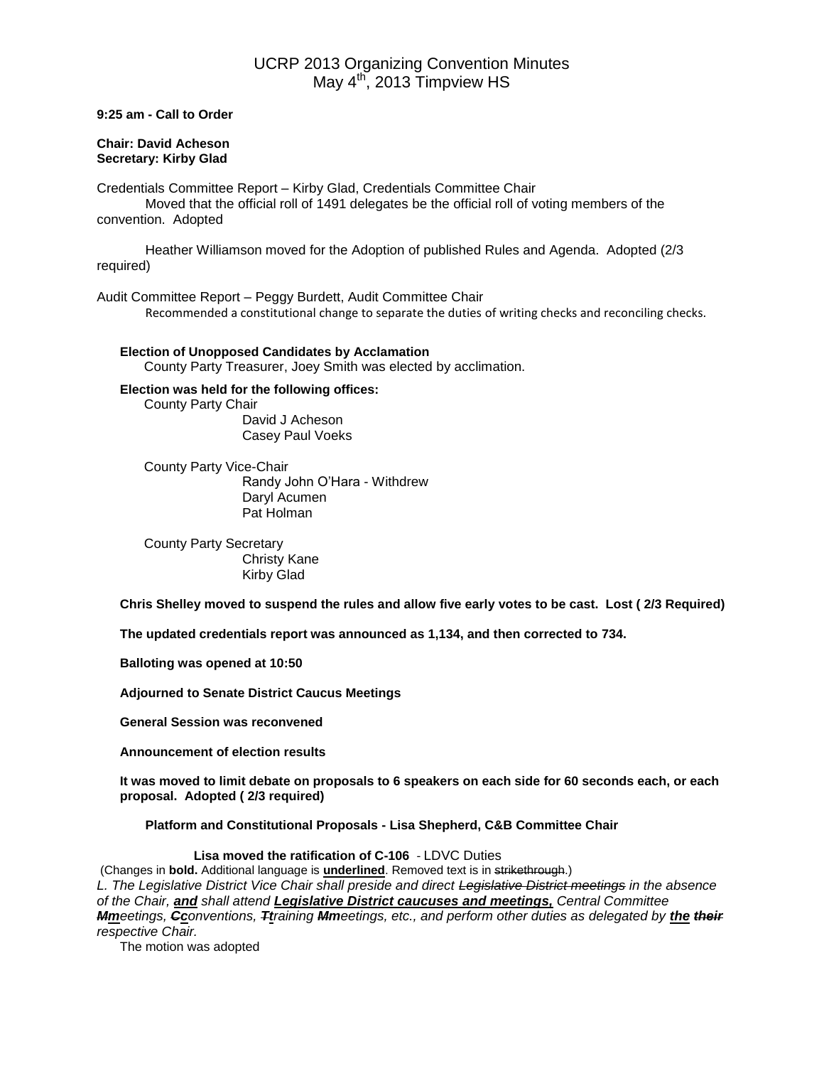# UCRP 2013 Organizing Convention Minutes

May 4th, 2013 Timpview HS

**9:25 am - Call to Order**

**Chair: David Acheson**
**Secretary: Kirby Glad**

Credentials Committee Report – Kirby Glad, Credentials Committee Chair

Moved that the official roll of 1491 delegates be the official roll of voting members of the convention. Adopted

Heather Williamson moved for the Adoption of published Rules and Agenda. Adopted (2/3 required)

Audit Committee Report – Peggy Burdett, Audit Committee Chair

Recommended a constitutional change to separate the duties of writing checks and reconciling checks.

**Election of Unopposed Candidates by Acclamation**

County Party Treasurer, Joey Smith was elected by acclimation.

**Election was held for the following offices:**

County Party Chair
- David J Acheson
- Casey Paul Voeks

County Party Vice-Chair
- Randy John O'Hara - Withdrew
- Daryl Acumen
- Pat Holman

County Party Secretary
- Christy Kane
- Kirby Glad

**Chris Shelley moved to suspend the rules and allow five early votes to be cast. Lost ( 2/3 Required)**

**The updated credentials report was announced as 1,134, and then corrected to 734.**

**Balloting was opened at 10:50**

**Adjourned to Senate District Caucus Meetings**

**General Session was reconvened**

**Announcement of election results**

**It was moved to limit debate on proposals to 6 speakers on each side for 60 seconds each, or each proposal. Adopted ( 2/3 required)**

**Platform and Constitutional Proposals - Lisa Shepherd, C&B Committee Chair**

**Lisa moved the ratification of C-106** - LDVC Duties

(Changes in **bold.** Additional language is **<u>underlined</u>**. Removed text is in ~~strikethrough~~.)

*L. The Legislative District Vice Chair shall preside and direct ~~Legislative District meetings~~ in the absence of the Chair, **<u>and</u>** shall attend **<u>Legislative District caucuses and meetings,</u>** Central Committee **~~M~~<u>m</u>**eetings, **~~C~~<u>c</u>**onventions, **~~T~~<u>t</u>**raining **~~M~~<u>m</u>**eetings, etc., and perform other duties as delegated by **<u>the</u>** **~~their~~** respective Chair.*

The motion was adopted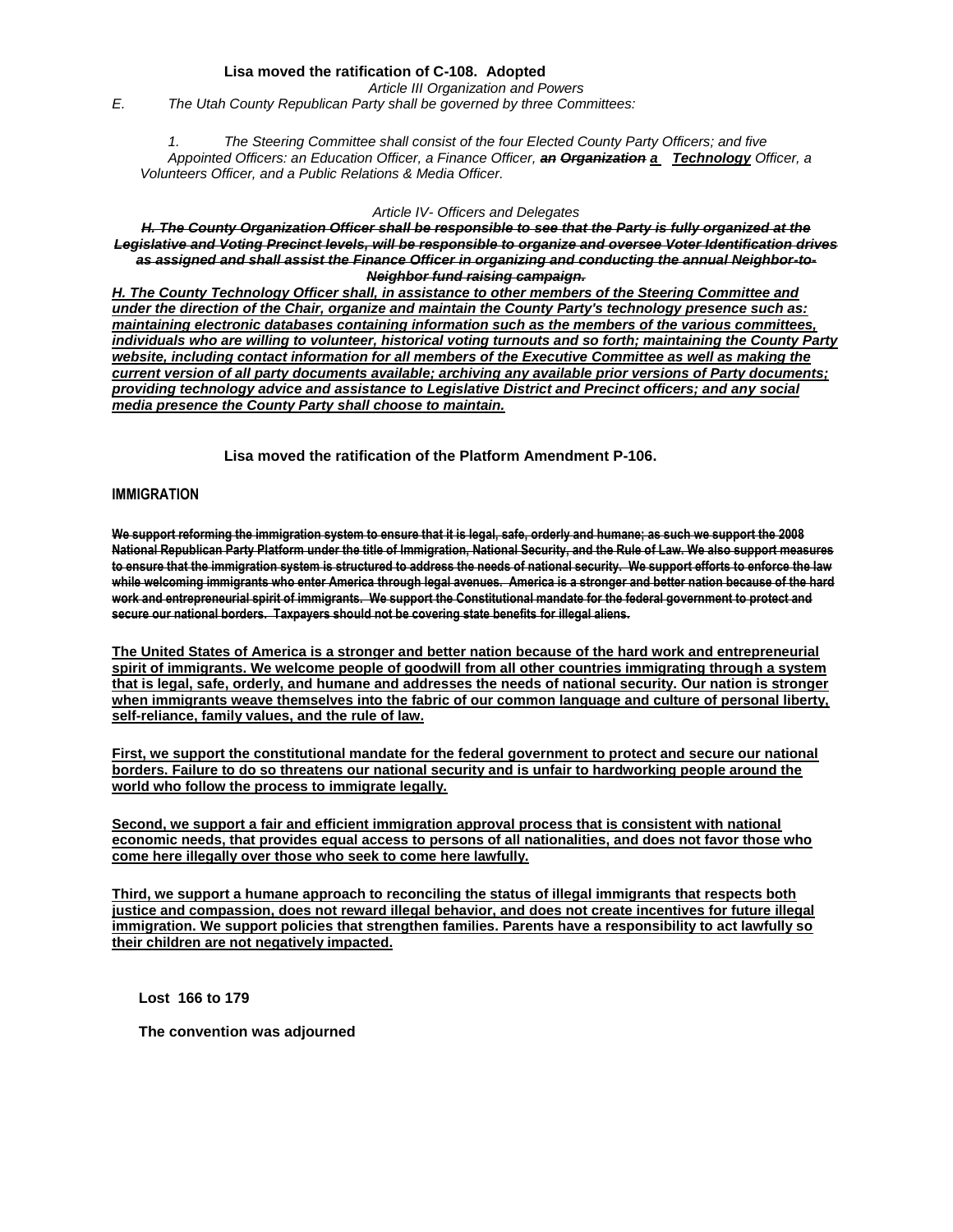**Lisa moved the ratification of C-108. Adopted**

*Article III Organization and Powers*

*E. The Utah County Republican Party shall be governed by three Committees:*

*1. The Steering Committee shall consist of the four Elected County Party Officers; and five Appointed Officers: an Education Officer, a Finance Officer,* ***~~an Organization~~*** ***a Technology*** *Officer, a Volunteers Officer, and a Public Relations & Media Officer.*

*Article IV- Officers and Delegates*

***~~H. The County Organization Officer shall be responsible to see that the Party is fully organized at the Legislative and Voting Precinct levels, will be responsible to organize and oversee Voter Identification drives as assigned and shall assist the Finance Officer in organizing and conducting the annual Neighbor-to-Neighbor fund raising campaign.~~***

***H. The County Technology Officer shall, in assistance to other members of the Steering Committee and under the direction of the Chair, organize and maintain the County Party's technology presence such as: maintaining electronic databases containing information such as the members of the various committees, individuals who are willing to volunteer, historical voting turnouts and so forth; maintaining the County Party website, including contact information for all members of the Executive Committee as well as making the current version of all party documents available; archiving any available prior versions of Party documents; providing technology advice and assistance to Legislative District and Precinct officers; and any social media presence the County Party shall choose to maintain.***

**Lisa moved the ratification of the Platform Amendment P-106.**

**IMMIGRATION**

**~~We support reforming the immigration system to ensure that it is legal, safe, orderly and humane; as such we support the 2008 National Republican Party Platform under the title of Immigration, National Security, and the Rule of Law. We also support measures to ensure that the immigration system is structured to address the needs of national security. We support efforts to enforce the law while welcoming immigrants who enter America through legal avenues. America is a stronger and better nation because of the hard work and entrepreneurial spirit of immigrants. We support the Constitutional mandate for the federal government to protect and secure our national borders. Taxpayers should not be covering state benefits for illegal aliens.~~**

**The United States of America is a stronger and better nation because of the hard work and entrepreneurial spirit of immigrants. We welcome people of goodwill from all other countries immigrating through a system that is legal, safe, orderly, and humane and addresses the needs of national security. Our nation is stronger when immigrants weave themselves into the fabric of our common language and culture of personal liberty, self-reliance, family values, and the rule of law.**

**First, we support the constitutional mandate for the federal government to protect and secure our national borders. Failure to do so threatens our national security and is unfair to hardworking people around the world who follow the process to immigrate legally.**

**Second, we support a fair and efficient immigration approval process that is consistent with national economic needs, that provides equal access to persons of all nationalities, and does not favor those who come here illegally over those who seek to come here lawfully.**

**Third, we support a humane approach to reconciling the status of illegal immigrants that respects both justice and compassion, does not reward illegal behavior, and does not create incentives for future illegal immigration. We support policies that strengthen families. Parents have a responsibility to act lawfully so their children are not negatively impacted.**

**Lost 166 to 179**

**The convention was adjourned**